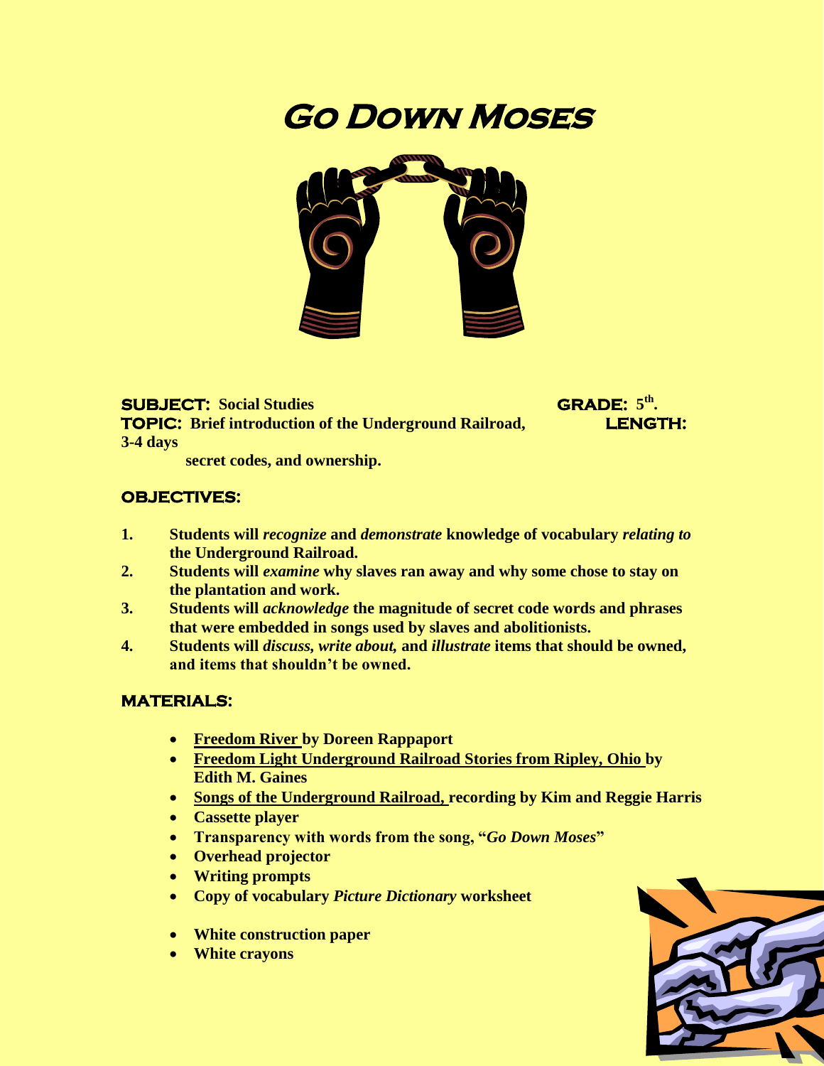# Go Down Moses

**SUBJECT:** **Social Studies** **GRADE:** **5th.**
**TOPIC:** **Brief introduction of the Underground Railroad, secret codes, and ownership.** **LENGTH:** **3-4 days**

## OBJECTIVES:

1. **Students will *recognize* and *demonstrate* knowledge of vocabulary *relating to* the Underground Railroad.**
2. **Students will *examine* why slaves ran away and why some chose to stay on the plantation and work.**
3. **Students will *acknowledge* the magnitude of secret code words and phrases that were embedded in songs used by slaves and abolitionists.**
4. **Students will *discuss, write about,* and *illustrate* items that should be owned, and items that shouldn't be owned.**

## MATERIALS:

- **Freedom River by Doreen Rappaport**
- **Freedom Light Underground Railroad Stories from Ripley, Ohio by Edith M. Gaines**
- **Songs of the Underground Railroad, recording by Kim and Reggie Harris**
- **Cassette player**
- **Transparency with words from the song, "*Go Down Moses*"**
- **Overhead projector**
- **Writing prompts**
- **Copy of vocabulary *Picture Dictionary* worksheet**
- **White construction paper**
- **White crayons**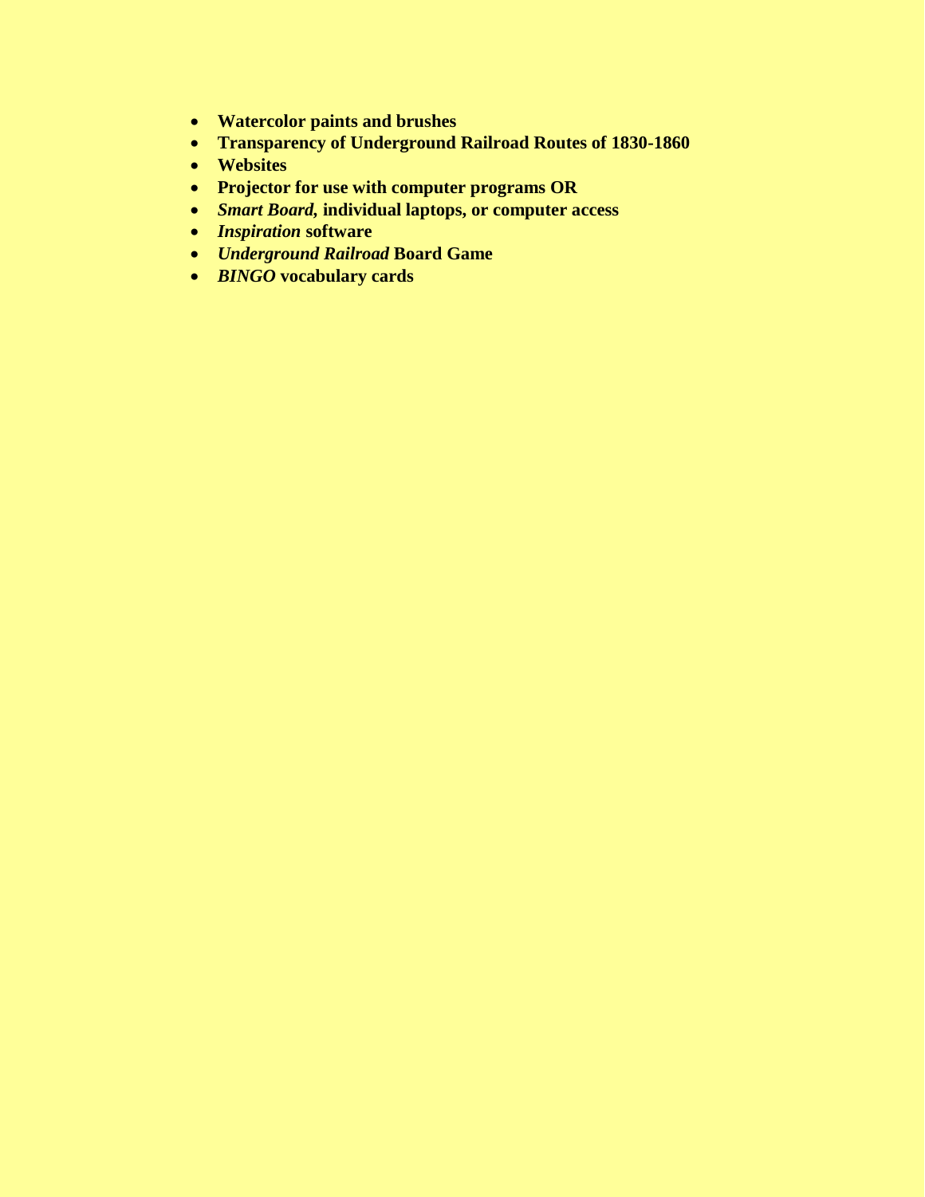- **Watercolor paints and brushes**
- **Transparency of Underground Railroad Routes of 1830-1860**
- **Websites**
- **Projector for use with computer programs OR**
- ***Smart Board,* individual laptops, or computer access**
- ***Inspiration* software**
- ***Underground Railroad* Board Game**
- ***BINGO* vocabulary cards**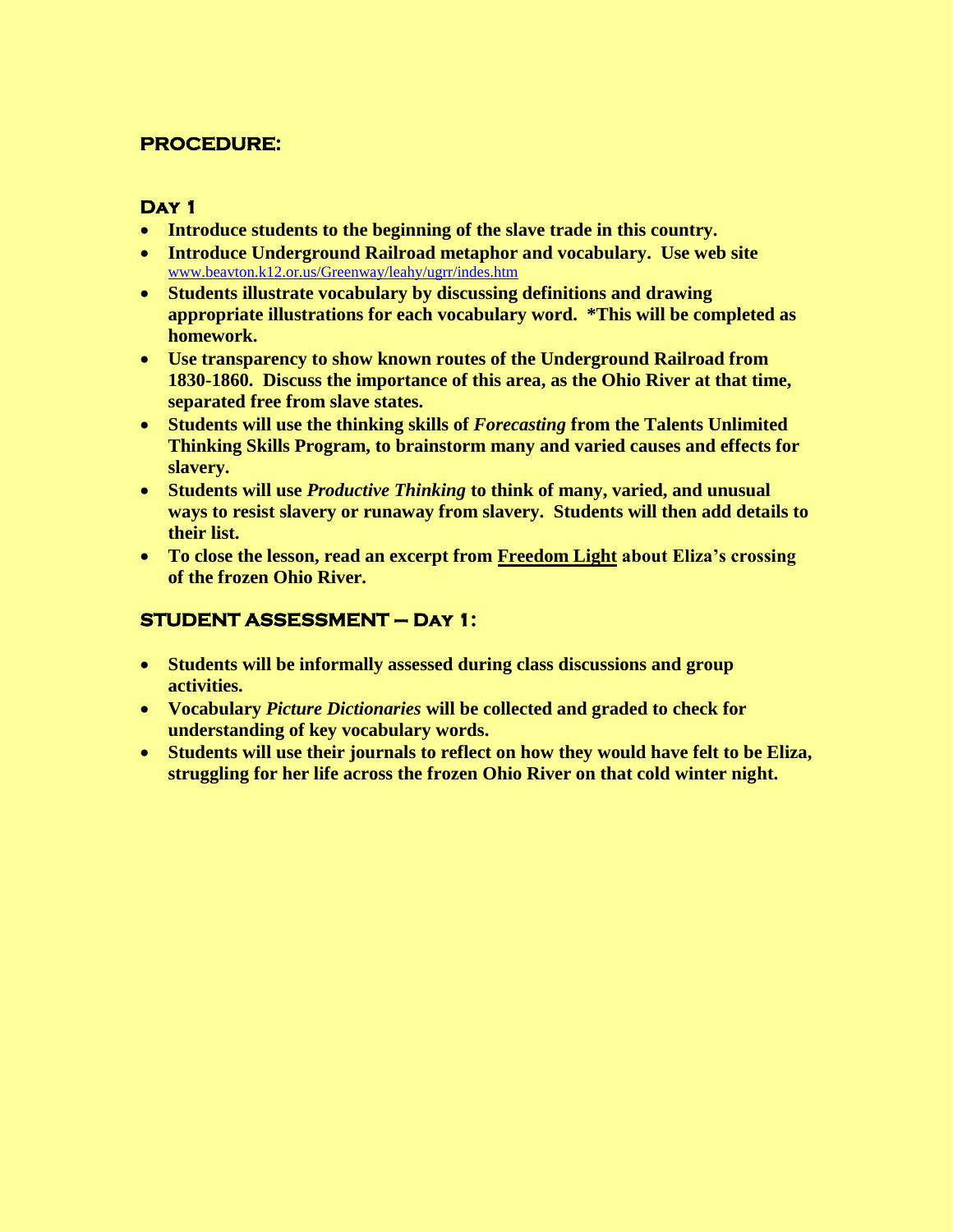## PROCEDURE:

### Day 1

- **Introduce students to the beginning of the slave trade in this country.**
- **Introduce Underground Railroad metaphor and vocabulary. Use web site** www.beavton.k12.or.us/Greenway/leahy/ugrr/indes.htm
- **Students illustrate vocabulary by discussing definitions and drawing appropriate illustrations for each vocabulary word. *This will be completed as homework.**
- **Use transparency to show known routes of the Underground Railroad from 1830-1860. Discuss the importance of this area, as the Ohio River at that time, separated free from slave states.**
- **Students will use the thinking skills of *Forecasting* from the Talents Unlimited Thinking Skills Program, to brainstorm many and varied causes and effects for slavery.**
- **Students will use *Productive Thinking* to think of many, varied, and unusual ways to resist slavery or runaway from slavery. Students will then add details to their list.**
- **To close the lesson, read an excerpt from <u>Freedom Light</u> about Eliza's crossing of the frozen Ohio River.**

## STUDENT ASSESSMENT – Day 1:

- **Students will be informally assessed during class discussions and group activities.**
- **Vocabulary *Picture Dictionaries* will be collected and graded to check for understanding of key vocabulary words.**
- **Students will use their journals to reflect on how they would have felt to be Eliza, struggling for her life across the frozen Ohio River on that cold winter night.**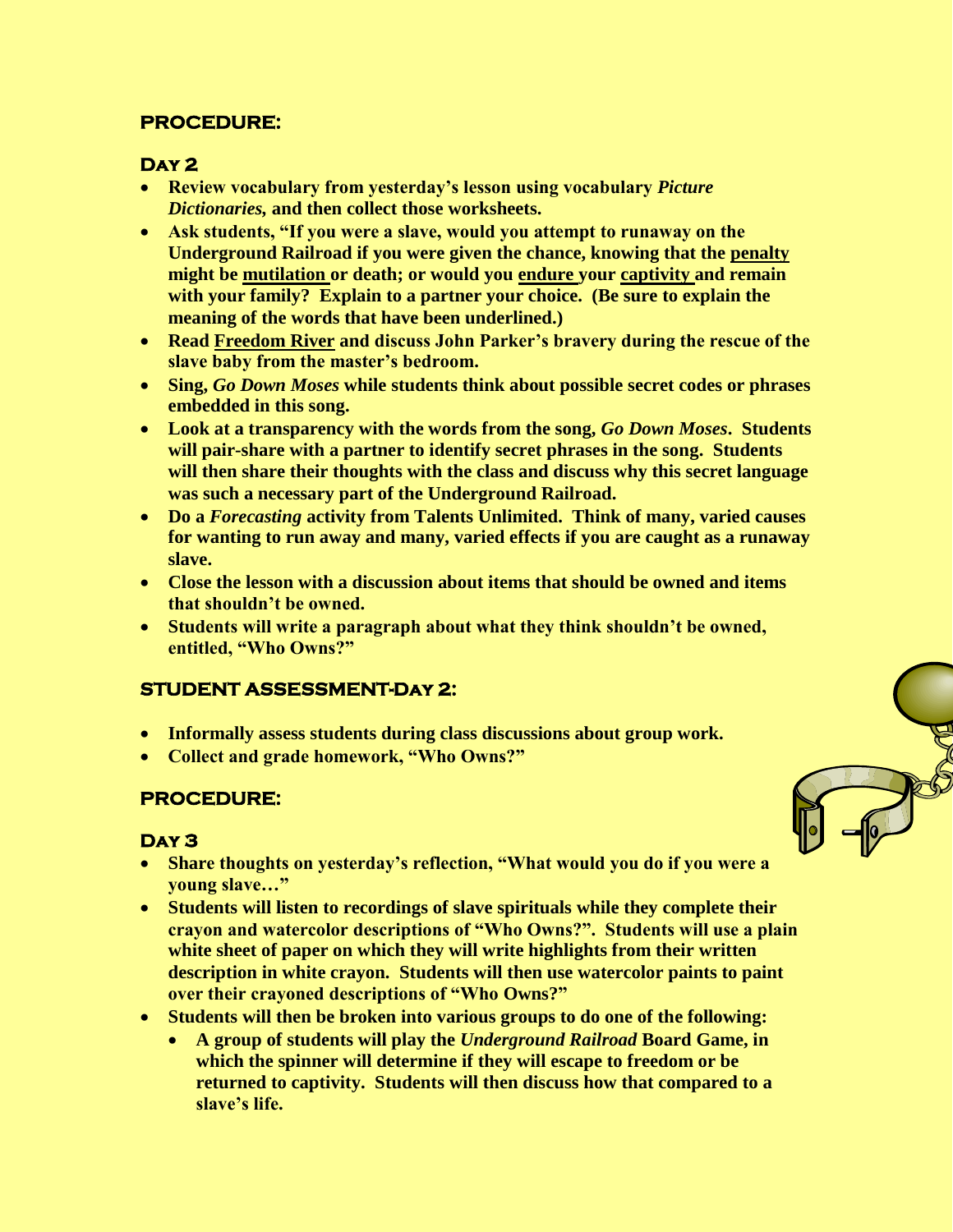## PROCEDURE:

### Day 2

- **Review vocabulary from yesterday's lesson using vocabulary *Picture Dictionaries,* and then collect those worksheets.**
- **Ask students, "If you were a slave, would you attempt to runaway on the Underground Railroad if you were given the chance, knowing that the <u>penalty</u> might be <u>mutilation</u> or death; or would you <u>endure</u> your <u>captivity</u> and remain with your family? Explain to a partner your choice. (Be sure to explain the meaning of the words that have been underlined.)**
- **Read <u>Freedom River</u> and discuss John Parker's bravery during the rescue of the slave baby from the master's bedroom.**
- **Sing, *Go Down Moses* while students think about possible secret codes or phrases embedded in this song.**
- **Look at a transparency with the words from the song, *Go Down Moses*. Students will pair-share with a partner to identify secret phrases in the song. Students will then share their thoughts with the class and discuss why this secret language was such a necessary part of the Underground Railroad.**
- **Do a *Forecasting* activity from Talents Unlimited. Think of many, varied causes for wanting to run away and many, varied effects if you are caught as a runaway slave.**
- **Close the lesson with a discussion about items that should be owned and items that shouldn't be owned.**
- **Students will write a paragraph about what they think shouldn't be owned, entitled, "Who Owns?"**

## STUDENT ASSESSMENT-Day 2:

- **Informally assess students during class discussions about group work.**
- **Collect and grade homework, "Who Owns?"**

## PROCEDURE:

### Day 3

- **Share thoughts on yesterday's reflection, "What would you do if you were a young slave…"**
- **Students will listen to recordings of slave spirituals while they complete their crayon and watercolor descriptions of "Who Owns?". Students will use a plain white sheet of paper on which they will write highlights from their written description in white crayon. Students will then use watercolor paints to paint over their crayoned descriptions of "Who Owns?"**
- **Students will then be broken into various groups to do one of the following:**
  - **A group of students will play the *Underground Railroad* Board Game, in which the spinner will determine if they will escape to freedom or be returned to captivity. Students will then discuss how that compared to a slave's life.**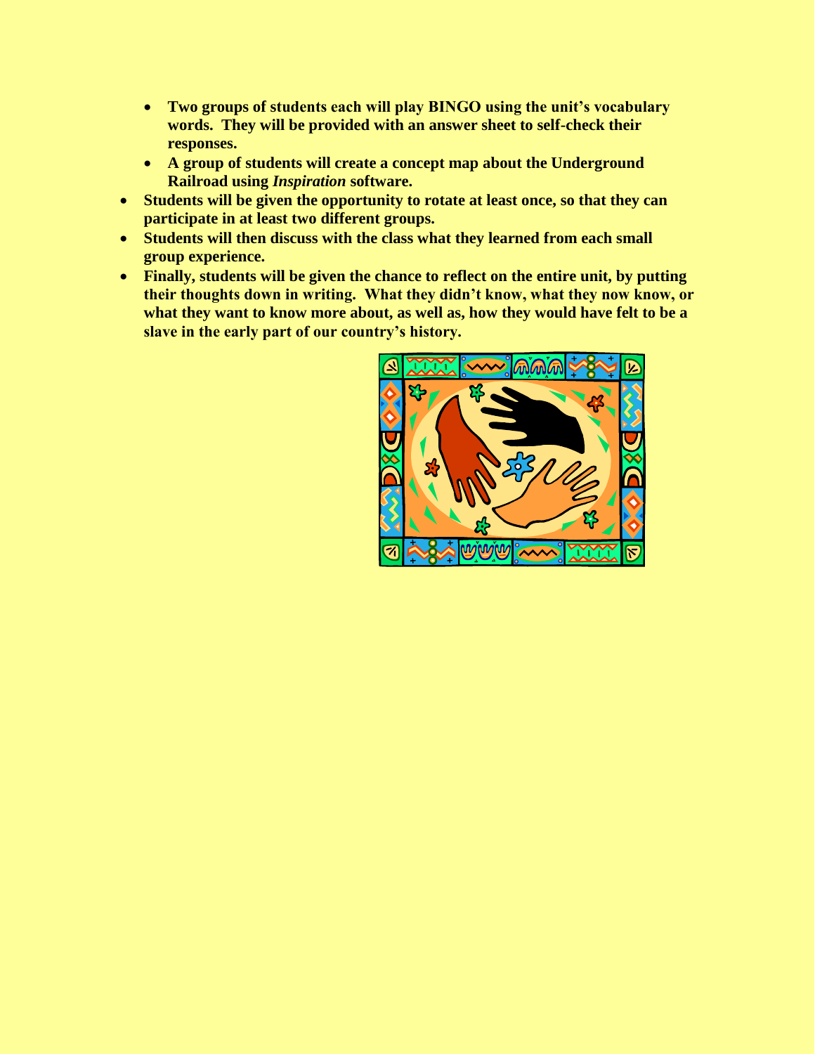- **Two groups of students each will play BINGO using the unit's vocabulary words. They will be provided with an answer sheet to self-check their responses.**
  - **A group of students will create a concept map about the Underground Railroad using *Inspiration* software.**
- **Students will be given the opportunity to rotate at least once, so that they can participate in at least two different groups.**
- **Students will then discuss with the class what they learned from each small group experience.**
- **Finally, students will be given the chance to reflect on the entire unit, by putting their thoughts down in writing. What they didn't know, what they now know, or what they want to know more about, as well as, how they would have felt to be a slave in the early part of our country's history.**